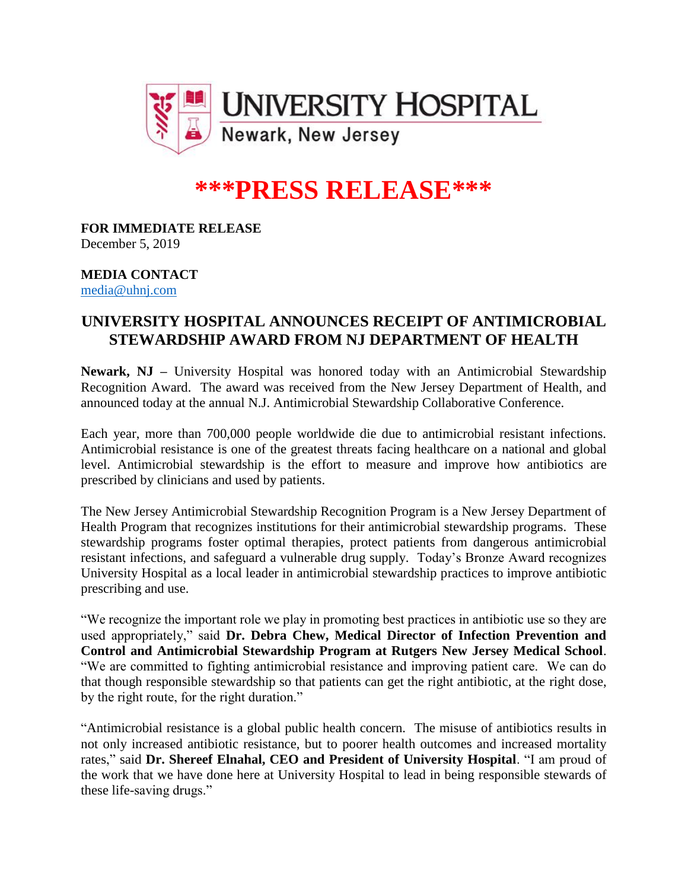UNIVERSITY HOSPITAL
Newark, New Jersey

# ***PRESS RELEASE***

**FOR IMMEDIATE RELEASE**
December 5, 2019

**MEDIA CONTACT**
media@uhnj.com

## UNIVERSITY HOSPITAL ANNOUNCES RECEIPT OF ANTIMICROBIAL STEWARDSHIP AWARD FROM NJ DEPARTMENT OF HEALTH

**Newark, NJ –** University Hospital was honored today with an Antimicrobial Stewardship Recognition Award. The award was received from the New Jersey Department of Health, and announced today at the annual N.J. Antimicrobial Stewardship Collaborative Conference.

Each year, more than 700,000 people worldwide die due to antimicrobial resistant infections. Antimicrobial resistance is one of the greatest threats facing healthcare on a national and global level. Antimicrobial stewardship is the effort to measure and improve how antibiotics are prescribed by clinicians and used by patients.

The New Jersey Antimicrobial Stewardship Recognition Program is a New Jersey Department of Health Program that recognizes institutions for their antimicrobial stewardship programs. These stewardship programs foster optimal therapies, protect patients from dangerous antimicrobial resistant infections, and safeguard a vulnerable drug supply. Today's Bronze Award recognizes University Hospital as a local leader in antimicrobial stewardship practices to improve antibiotic prescribing and use.

"We recognize the important role we play in promoting best practices in antibiotic use so they are used appropriately," said **Dr. Debra Chew, Medical Director of Infection Prevention and Control and Antimicrobial Stewardship Program at Rutgers New Jersey Medical School**. "We are committed to fighting antimicrobial resistance and improving patient care. We can do that though responsible stewardship so that patients can get the right antibiotic, at the right dose, by the right route, for the right duration."

"Antimicrobial resistance is a global public health concern. The misuse of antibiotics results in not only increased antibiotic resistance, but to poorer health outcomes and increased mortality rates," said **Dr. Shereef Elnahal, CEO and President of University Hospital**. "I am proud of the work that we have done here at University Hospital to lead in being responsible stewards of these life-saving drugs."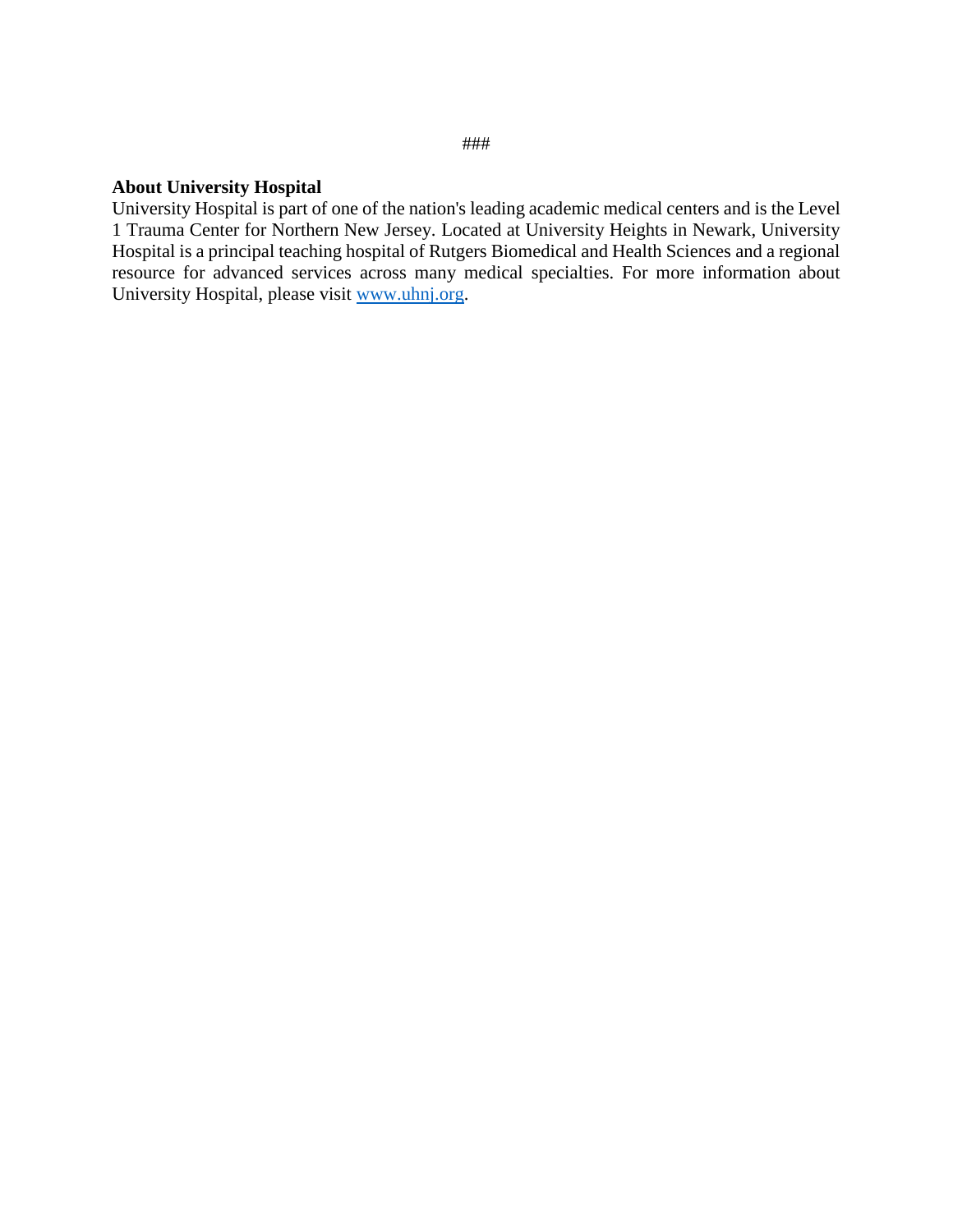###

**About University Hospital**

University Hospital is part of one of the nation's leading academic medical centers and is the Level 1 Trauma Center for Northern New Jersey. Located at University Heights in Newark, University Hospital is a principal teaching hospital of Rutgers Biomedical and Health Sciences and a regional resource for advanced services across many medical specialties. For more information about University Hospital, please visit [www.uhnj.org](http://www.uhnj.org).